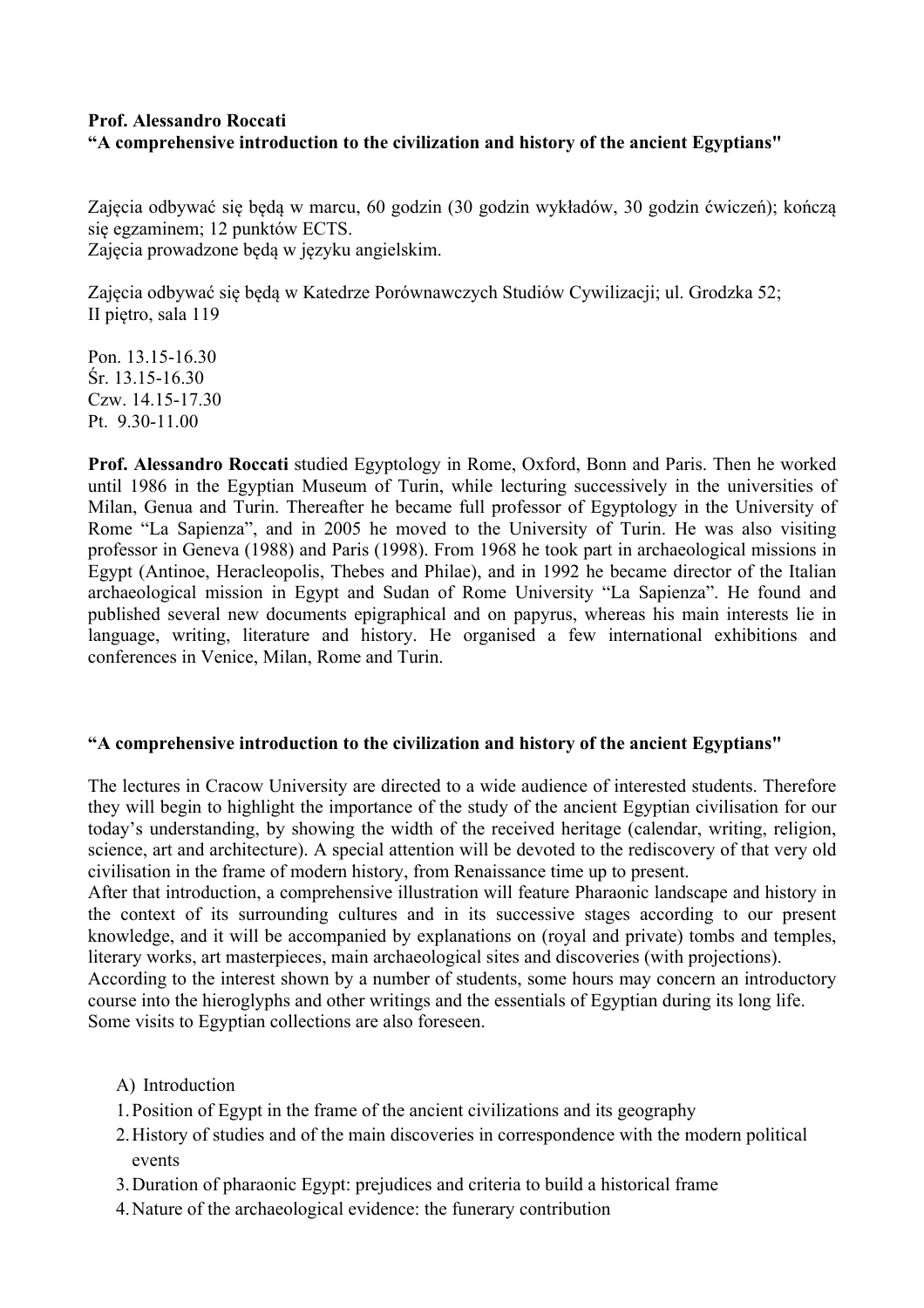**Prof. Alessandro Roccati**
**“A comprehensive introduction to the civilization and history of the ancient Egyptians"**

Zajęcia odbywać się będą w marcu, 60 godzin (30 godzin wykładów, 30 godzin ćwiczeń); kończą się egzaminem; 12 punktów ECTS.
Zajęcia prowadzone będą w języku angielskim.

Zajęcia odbywać się będą w Katedrze Porównawczych Studiów Cywilizacji; ul. Grodzka 52; II piętro, sala 119

Pon. 13.15-16.30
Śr. 13.15-16.30
Czw. 14.15-17.30
Pt. 9.30-11.00

**Prof. Alessandro Roccati** studied Egyptology in Rome, Oxford, Bonn and Paris. Then he worked until 1986 in the Egyptian Museum of Turin, while lecturing successively in the universities of Milan, Genua and Turin. Thereafter he became full professor of Egyptology in the University of Rome “La Sapienza”, and in 2005 he moved to the University of Turin. He was also visiting professor in Geneva (1988) and Paris (1998). From 1968 he took part in archaeological missions in Egypt (Antinoe, Heracleopolis, Thebes and Philae), and in 1992 he became director of the Italian archaeological mission in Egypt and Sudan of Rome University “La Sapienza”. He found and published several new documents epigraphical and on papyrus, whereas his main interests lie in language, writing, literature and history. He organised a few international exhibitions and conferences in Venice, Milan, Rome and Turin.

**“A comprehensive introduction to the civilization and history of the ancient Egyptians"**

The lectures in Cracow University are directed to a wide audience of interested students. Therefore they will begin to highlight the importance of the study of the ancient Egyptian civilisation for our today’s understanding, by showing the width of the received heritage (calendar, writing, religion, science, art and architecture). A special attention will be devoted to the rediscovery of that very old civilisation in the frame of modern history, from Renaissance time up to present.
After that introduction, a comprehensive illustration will feature Pharaonic landscape and history in the context of its surrounding cultures and in its successive stages according to our present knowledge, and it will be accompanied by explanations on (royal and private) tombs and temples, literary works, art masterpieces, main archaeological sites and discoveries (with projections).
According to the interest shown by a number of students, some hours may concern an introductory course into the hieroglyphs and other writings and the essentials of Egyptian during its long life.
Some visits to Egyptian collections are also foreseen.

A) Introduction

1. Position of Egypt in the frame of the ancient civilizations and its geography
2. History of studies and of the main discoveries in correspondence with the modern political events
3. Duration of pharaonic Egypt: prejudices and criteria to build a historical frame
4. Nature of the archaeological evidence: the funerary contribution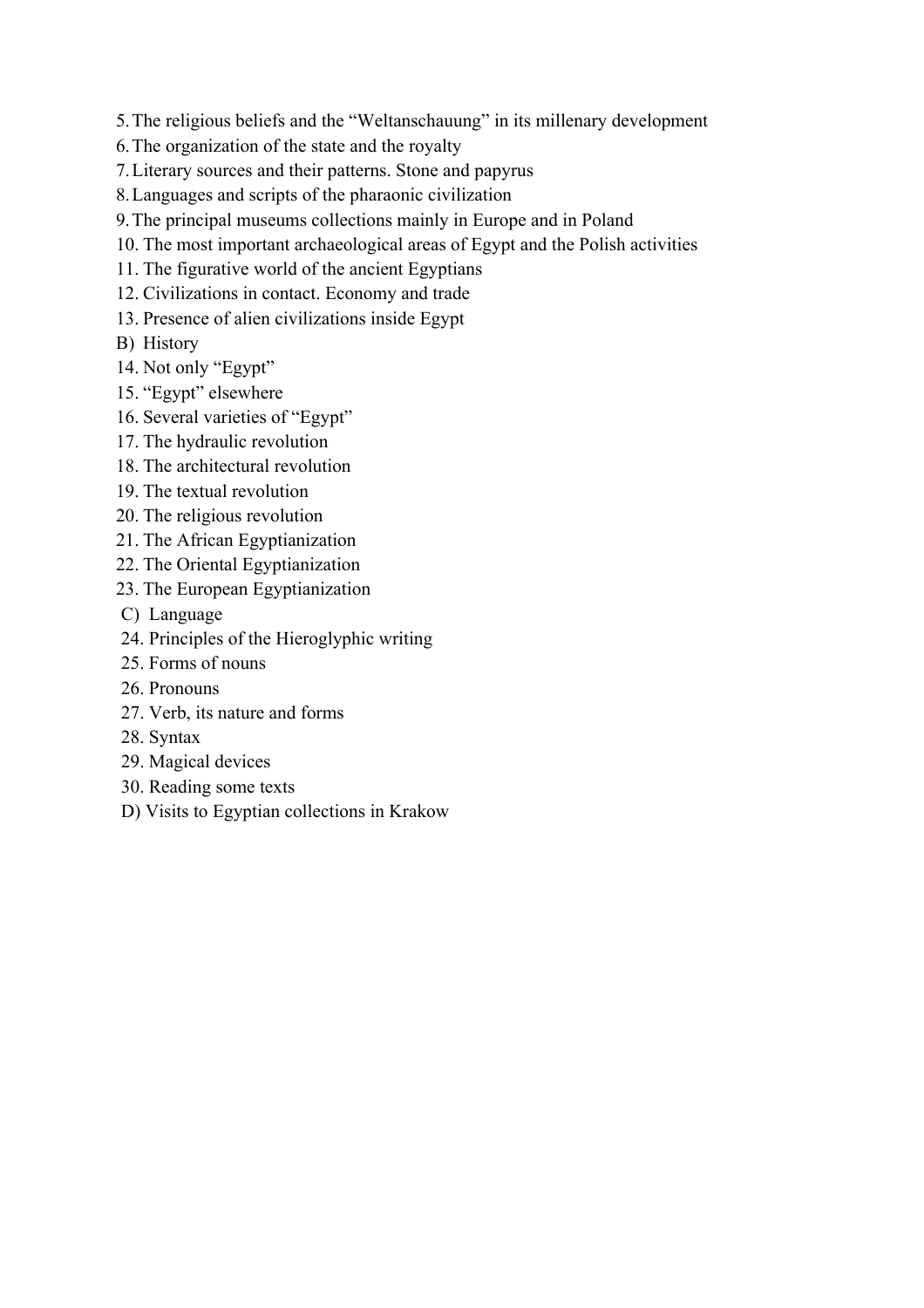5. The religious beliefs and the "Weltanschauung" in its millenary development
6. The organization of the state and the royalty
7. Literary sources and their patterns. Stone and papyrus
8. Languages and scripts of the pharaonic civilization
9. The principal museums collections mainly in Europe and in Poland
10. The most important archaeological areas of Egypt and the Polish activities
11. The figurative world of the ancient Egyptians
12. Civilizations in contact. Economy and trade
13. Presence of alien civilizations inside Egypt

B) History

14. Not only "Egypt"
15. "Egypt" elsewhere
16. Several varieties of "Egypt"
17. The hydraulic revolution
18. The architectural revolution
19. The textual revolution
20. The religious revolution
21. The African Egyptianization
22. The Oriental Egyptianization
23. The European Egyptianization

C) Language

24. Principles of the Hieroglyphic writing
25. Forms of nouns
26. Pronouns
27. Verb, its nature and forms
28. Syntax
29. Magical devices
30. Reading some texts

D) Visits to Egyptian collections in Krakow